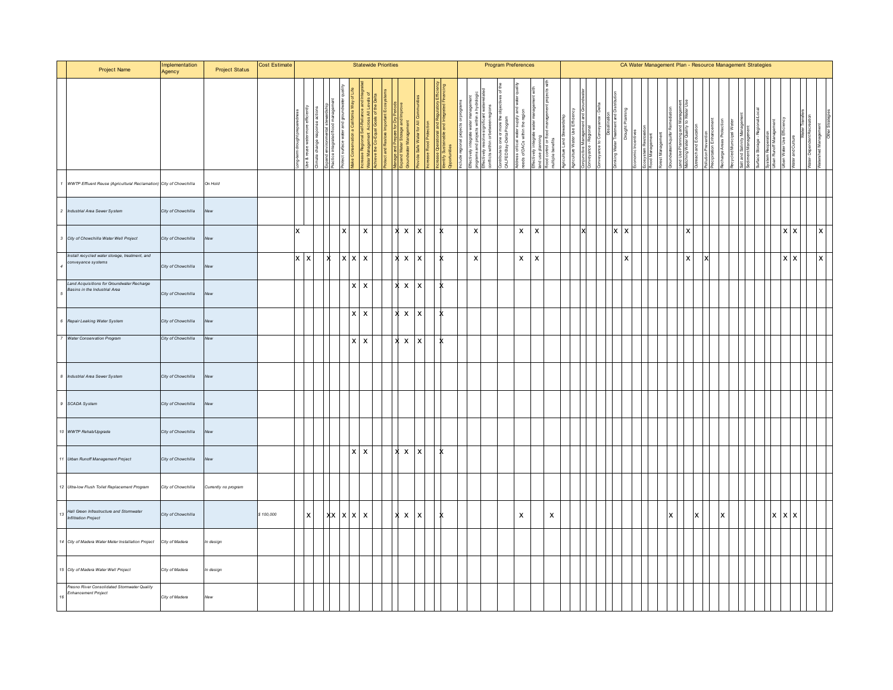| # | Project Name | Implementation Agency | Project Status | Cost Estimate | Statewide Priorities | | | | | | | | | | | | | | | | Program Preferences | | | | | | | CA Water Management Plan - Resource Management Strategies | | | | | | | | | | | | | | | | | | | | | | | | | | | | | | | | |
|---|---|---|---|---|---|---|---|---|---|---|---|---|---|---|---|---|---|---|---|---|---|---|---|---|---|---|---|---|---|---|---|---|---|---|---|---|---|---|---|---|---|---|---|---|---|---|---|---|---|---|---|---|---|---|---|---|---|---|
| | | | | | Long-term drought preparedness | Use & reuse water more efficiently | Climate change response actions | Expand environmental stewardship | Practice integrated flood management | Protect surface water and groundwater quality | Make Conservation a California Way of Life | Increase Regional Self-Reliance and Integrated Water Management Across All Levels of Government | Achieve the Co-Equal Goals of the Delta | Protect and Restore Important Ecosystems | Manage and Prepare for Dry Periods | Expand Water Storage and Improve Groundwater Management | Provide Safe Water for All Communities | Increase Flood Protection | Increase Operational and Regulatory Efficiency | Identify Sustainable and Integrated Financing Opportunities | Include regional projects or programs | Effectively integrate water management programs and projects within a hydrologic region | Effectively resolve significant water-related conflicts within or between regions | Contribute to one or more the objectives of the CALFED Bay-Delta Program | Address critical water supply and water quality needs of DACs within the region | Effectively integrate water management with land use planning | Flood control or flood management projects with multiple benefits | Agriculture Land Stewardship | Agriculture Water Use Efficiency | Conjunctive Management and Groundwater | Conveyance - Regional | Conveyance to Conveyance - Delta | Desalination | Drinking Water Treatment and Distribution | Drought Planning | Economic Incentives | Ecosystem Restoration | Flood Management | Forest Management | Groundwater/Aquifer Remediation | Land Use Planning and Management | Matching Water Quality to Water Use | Outreach and Education | Pollution Prevention | Precipitation Enhancement | Recharge Areas Protection | Recycled Municipal Water | Salt and Salinity Management | Sediment Management | Surface Storage - Regional/Local | System Reoperation | Urban Runoff Management | Urban Water Use Efficiency | Water and Culture | Water Transfers | Water Dependent Recreation | Watershed Management | Other Strategies |
| 1 | WWTP Effluent Reuse (Agricultural Reclamation) | City of Chowchilla | On Hold | | | | | | | | | | | | | | | | | | | | | | | | | | | | | | | | | | | | | | | | | | | | | | | | | | | | | | |
| 2 | Industrial Area Sewer System | City of Chowchilla | New | | | | | | | | | | | | | | | | | | | | | | | | | | | | | | | | | | | | | | | | | | | | | | | | | | | | | | | |
| 3 | City of Chowchilla Water Well Project | City of Chowchilla | New | | X | | | | | X | | X | | | X | X | X | | X | | | X | | | X | X | | | | X | | | | X | X | | | | | | | X | | | | | | | | | | | | X | X | | | X | |
| 4 | Install recycled water storage, treatment, and conveyance systems | City of Chowchilla | New | | X | X | | X | | X | X | X | | | X | X | X | | X | | | X | | | X | X | | | | | | | | | X | | | | | | | X | | X | | | | | | | | | | X | X | | | X | |
| 5 | Land Acquisitions for Groundwater Recharge Basins in the Industrial Area | City of Chowchilla | New | | | | | | | | X | X | | | X | X | X | | X | | | | | | | | | | | | | | | | | | | | | | | | | | | | | | | | | | | | | | | | |
| 6 | Repair Leaking Water System | City of Chowchilla | New | | | | | | | | X | X | | | X | X | X | | X | | | | | | | | | | | | | | | | | | | | | | | | | | | | | | | | | | | | | | | | |
| 7 | Water Conservation Program | City of Chowchilla | New | | | | | | | | X | X | | | X | X | X | | X | | | | | | | | | | | | | | | | | | | | | | | | | | | | | | | | | | | | | | | | |
| 8 | Industrial Area Sewer System | City of Chowchilla | New | | | | | | | | | | | | | | | | | | | | | | | | | | | | | | | | | | | | | | | | | | | | | | | | | | | | | | | |
| 9 | SCADA System | City of Chowchilla | New | | | | | | | | | | | | | | | | | | | | | | | | | | | | | | | | | | | | | | | | | | | | | | | | | | | | | | | |
| 10 | WWTP Rehab/Upgrade | City of Chowchilla | New | | | | | | | | | | | | | | | | | | | | | | | | | | | | | | | | | | | | | | | | | | | | | | | | | | | | | | | |
| 11 | Urban Runoff Management Project | City of Chowchilla | New | | | | | | | | X | X | | | X | X | X | | X | | | | | | | | | | | | | | | | | | | | | | | | | | | | | | | | | | | | | | | | |
| 12 | Ultra-low Flush Toilet Replacement Program | City of Chowchilla | Currently no program | | | | | | | | | | | | | | | | | | | | | | | | | | | | | | | | | | | | | | | | | | | | | | | | | | | | | | | |
| 13 | Hall Green Infrastructure and Stormwater Infiltration Project | City of Chowchilla | | $ 100,000 | | X | | X | X | X | X | X | | | X | X | X | | X | | | | | | X | | X | | | | | | | | | | | | | X | | | X | | | X | | | | | | X | X | X | | | | |
| 14 | City of Madera Water Meter Installation Project | City of Madera | In design | | | | | | | | | | | | | | | | | | | | | | | | | | | | | | | | | | | | | | | | | | | | | | | | | | | | | | | |
| 15 | City of Madera Water Well Project | City of Madera | In design | | | | | | | | | | | | | | | | | | | | | | | | | | | | | | | | | | | | | | | | | | | | | | | | | | | | | | | |
| 16 | Fresno River Consolidated Stormwater Quality Enhancement Project | City of Madera | New | | | | | | | | | | | | | | | | | | | | | | | | | | | | | | | | | | | | | | | | | | | | | | | | | | | | | | | |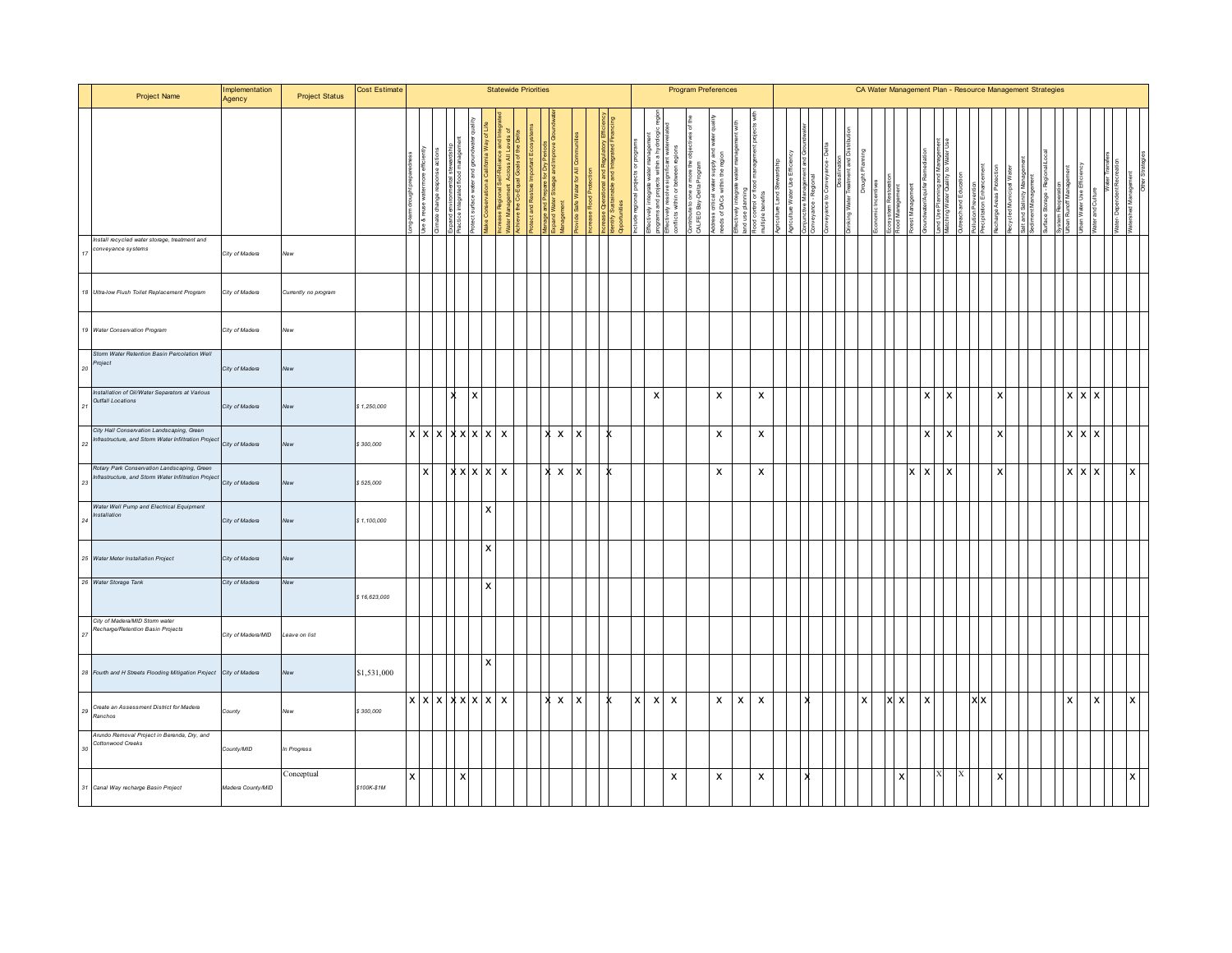| # | Project Name | Implementation Agency | Project Status | Cost Estimate | Statewide Priorities | | | | | | | | | | | | | | | | Program Preferences | | | | | | | CA Water Management Plan - Resource Management Strategies | | | | | | | | | | | | | | | | | | | | | | | | | | | | | | | |
|---|---|---|---|---|---|---|---|---|---|---|---|---|---|---|---|---|---|---|---|---|---|---|---|---|---|---|---|---|---|---|---|---|---|---|---|---|---|---|---|---|---|---|---|---|---|---|---|---|---|---|---|---|---|---|---|---|---|---|
| | | | | | Long-term drought preparedness | Use & reuse water more efficiently | Climate change response actions | Expand environmental stewardship | Practice integrated flood management | Protect surface water and groundwater quality | Make Conservation a California Way of Life | Increase Regional Self-Reliance and Integrated Water Management Across All Levels of Government | Achieve the Co-Equal Goals of the Delta | Protect and Restore Important Ecosystems | Manage and Prepare for Dry Periods | Expand Water Storage and Improve Groundwater Management | Provide Safe Water for All Communities | Increase Flood Protection | Increase Operational and Regulatory Efficiency | Identify Sustainable and Integrated Financing Opportunities | Include regional projects or programs | Effectively integrate water management programs and projects within a hydrologic region | Effectively resolve significant water-related conflicts within or between regions | Contribute to one or more the objectives of the CALFED Bay-Delta Program | Address critical water supply and water quality needs of DACs within the region | Effectively integrate water management with land use planning | Flood control or flood management projects with multiple benefits | Agriculture Land Stewardship | Agricultural Water Use Efficiency | Conjunctive Management and Groundwater | Conveyance - Regional | Conveyance to Conveyance - Delta | Desalination | Drinking Water Treatment and Distribution | Drought Planning | Economic Incentives | Ecosystem Restoration | Flood Management | Forest Management | Groundwater/Aquifer Remediation | Land Use Planning and Management | Matching Water Quality to Water Use | Outreach and Education | Pollution Prevention | Precipitation Enhancement | Recharge Areas Protection | Recycled Municipal Water | Salt and Salinity Management | Sediment Management | Surface Storage - Regional/Local | System Reoperation | Urban Runoff Management | Urban Water Use Efficiency | Water and Culture | Water Transfers | Water Dependent Recreation | Watershed Management | Other Strategies |
| 17 | Install recycled water storage, treatment and conveyance systems | City of Madera | New | | | | | | | | | | | | | | | | | | | | | | | | | | | | | | | | | | | | | | | | | | | | | | | | | | | | | | |
| 18 | Ultra-low Flush Toilet Replacement Program | City of Madera | Currently no program | | | | | | | | | | | | | | | | | | | | | | | | | | | | | | | | | | | | | | | | | | | | | | | | | | | | | | |
| 19 | Water Conservation Program | City of Madera | New | | | | | | | | | | | | | | | | | | | | | | | | | | | | | | | | | | | | | | | | | | | | | | | | | | | | | | |
| 20 | Storm Water Retention Basin Percolation Well Project | City of Madera | New | | | | | | | | | | | | | | | | | | | | | | | | | | | | | | | | | | | | | | | | | | | | | | | | | | | | | | |
| 21 | Installation of Oil/Water Separators at Various Outfall Locations | City of Madera | New | $ 1,250,000 | | | | X | | X | | | | | | | | | | | | X | | | X | | X | | | | | | | | | | | | | X | | X | | | | X | | | | | | | X | X | X | | | | | |
| 22 | City Hall Conservation Landscaping, Green Infrastructure, and Storm Water Infiltration Project | City of Madera | New | $ 300,000 | X | X | X | X | X | X | X | X | | | X | X | X | | X | | | | | | X | | X | | | | | | | | | | | | | X | | X | | | | X | | | | | | | X | X | X | | | | | |
| 23 | Rotary Park Conservation Landscaping, Green Infrastructure, and Storm Water Infiltration Project | City of Madera | New | $ 525,000 | | X | | X | X | X | X | X | | | X | X | X | | X | | | | | | X | | X | | | | | | | | | | | | X | X | | X | | | | X | | | | | | | X | X | X | | | X | |
| 24 | Water Well Pump and Electrical Equipment Installation | City of Madera | New | $ 1,100,000 | | | | | | | X | | | | | | | | | | | | | | | | | | | | | | | | | | | | | | | | | | | | | | | | | | | | | | | | |
| 25 | Water Meter Installation Project | City of Madera | New | | | | | | | | X | | | | | | | | | | | | | | | | | | | | | | | | | | | | | | | | | | | | | | | | | | | | | | | | |
| 26 | Water Storage Tank | City of Madera | New | $ 16,623,000 | | | | | | | X | | | | | | | | | | | | | | | | | | | | | | | | | | | | | | | | | | | | | | | | | | | | | | | | |
| 27 | City of Madera/MID Storm water Recharge/Retention Basin Projects | City of Madera/MID | Leave on list | | | | | | | | | | | | | | | | | | | | | | | | | | | | | | | | | | | | | | | | | | | | | | | | | | | | | | |
| 28 | Fourth and H Streets Flooding Mitigation Project | City of Madera | New | $1,531,000 | | | | | | | X | | | | | | | | | | | | | | | | | | | | | | | | | | | | | | | | | | | | | | | | | | | | | | | | |
| 29 | Create an Assessment District for Madera Ranchos | County | New | $ 300,000 | X | X | X | X | X | X | X | X | | | X | X | X | | X | | X | X | X | | X | X | X | | | X | | | | | X | | X | X | | X | | | | X | X | | | | | | | X | | X | | | X | |
| 30 | Arundo Removal Project in Berenda, Dry, and Cottonwood Creeks | County/MID | In Progress | | | | | | | | | | | | | | | | | | | | | | | | | | | | | | | | | | | | | | | | | | | | | | | | | | | | | | |
| 31 | Canal Way recharge Basin Project | Madera County/MID | Conceptual | $100K-$1M | X | | | | X | | | | | | | | | | | | | | X | | X | | X | | | X | | | | | | | | X | | | X | | X | | | X | | | | | | | | | | | | X | |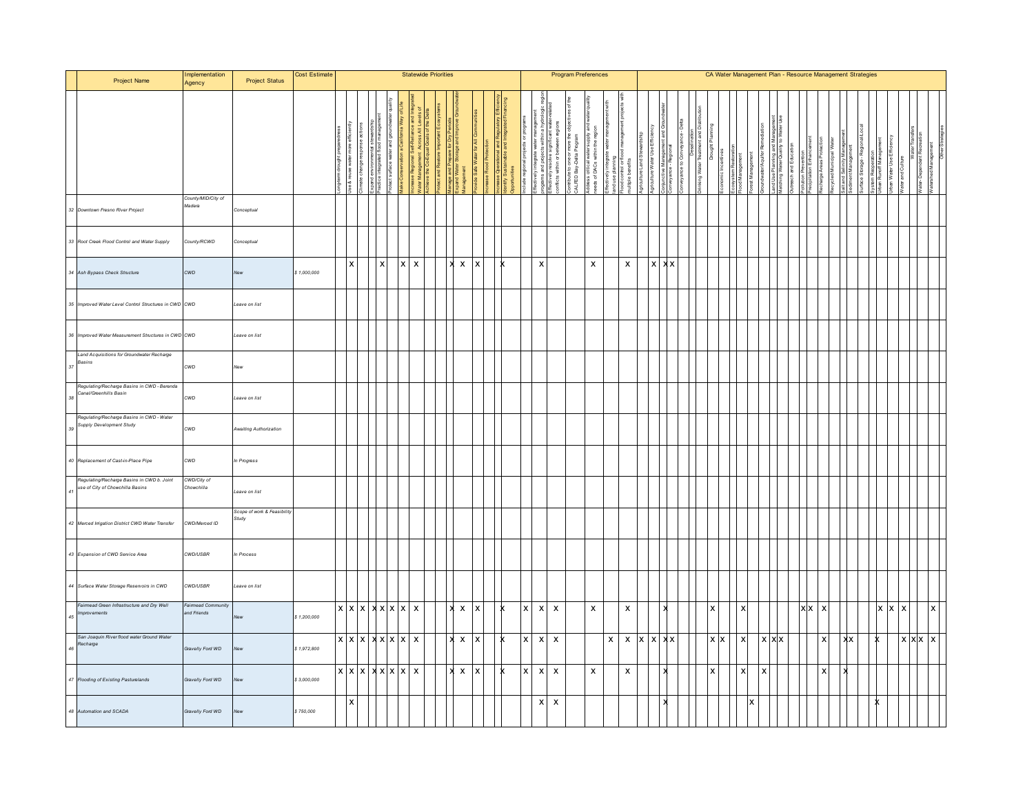| # | Project Name | Implementation Agency | Project Status | Cost Estimate | Statewide Priorities | | | | | | | | | | | | | | | | Program Preferences | | | | | | | CA Water Management Plan - Resource Management Strategies | | | | | | | | | | | | | | | | | | | | | | | | | | | | | | |
|---|---|---|---|---|---|---|---|---|---|---|---|---|---|---|---|---|---|---|---|---|---|---|---|---|---|---|---|---|---|---|---|---|---|---|---|---|---|---|---|---|---|---|---|---|---|---|---|---|---|---|---|---|---|---|---|---|---|---|
| | | | | | Long-term drought preparedness | Use & reuse water more efficiently | Climate change response actions | Expand environmental stewardship | Practice integrated flood management | Protect surface water and groundwater quality | Make Conservation a California Way of Life | Increase Regional Self-Reliance and Integrated Water Management Across All Levels of Government | Achieve the Co-Equal Goals of the Delta | Protect and Restore Important Ecosystems | Manage and Prepare for Dry Periods | Expand Water Storage and Improve Groundwater Management | Provide Safe Water for All Communities | Increase Flood Protection | Increase Operational and Regulatory Efficiency | Identify Sustainable and Integrated Financing Opportunities | Include regional projects or programs | Effectively integrate water management programs and projects within a hydrologic region | Effectively resolve significant water-related conflicts within or between regions | Contribute to one or more the objectives of the CALFED Bay-Delta Program | Address critical water supply and water quality needs of DACs within the region | Effectively integrate water management with land use planning | Flood control or flood management projects with multiple benefits | Agriculture Land Stewardship | Agriculture Water Use Efficiency | Conjunctive Management and Groundwater | Conveyance - Regional | Conveyance to Conveyance - Delta | Desalination | Drinking Water Treatment and Distribution | Drought Planning | Economic Incentives | Ecosystem Restoration | Flood Management | Forest Management | Groundwater/Aquifer Remediation | Land Use Planning and Management | Matching Water Quality to Water Use | Outreach and Education | Pollution Prevention | Precipitation Enhancement | Recharge Areas Protection | Recycled Municipal Water | Salt and Salinity Management | Sediment Management | Surface Storage - Regional/Local | System Reoperation | Urban Runoff Management | Urban Water Use Efficiency | Water and Culture | Water Transfers | Water-Dependent Recreation | Watershed Management | Other Strategies |
| 32 | Downtown Fresno River Project | County/MID/City of Madera | Conceptual | | | | | | | | | | | | | | | | | | | | | | | | | | | | | | | | | | | | | | | | | | | | | | | | | | | | | | |
| 33 | Root Creek Flood Control and Water Supply | County/RCWD | Conceptual | | | | | | | | | | | | | | | | | | | | | | | | | | | | | | | | | | | | | | | | | | | | | | | | | | | | | | | |
| 34 | Ash Bypass Check Structure | CWD | New | $ 1,000,000 | | X | | | X | | X | X | | | X | X | X | | | X | | X | | | X | | X | | X | X | X | | | | | | | | | | | | | | | | | | | | | | | | | | | | |
| 35 | Improved Water Level Control Structures in CWD | CWD | Leave on list | | | | | | | | | | | | | | | | | | | | | | | | | | | | | | | | | | | | | | | | | | | | | | | | | | | | | | | |
| 36 | Improved Water Measurement Structures in CWD | CWD | Leave on list | | | | | | | | | | | | | | | | | | | | | | | | | | | | | | | | | | | | | | | | | | | | | | | | | | | | | | | |
| 37 | Land Acquisitions for Groundwater Recharge Basins | CWD | New | | | | | | | | | | | | | | | | | | | | | | | | | | | | | | | | | | | | | | | | | | | | | | | | | | | | | | | |
| 38 | Regulating/Recharge Basins in CWD - Berenda Canal/Greenhills Basin | CWD | Leave on list | | | | | | | | | | | | | | | | | | | | | | | | | | | | | | | | | | | | | | | | | | | | | | | | | | | | | | | |
| 39 | Regulating/Recharge Basins in CWD - Water Supply Development Study | CWD | Awaiting Authorization | | | | | | | | | | | | | | | | | | | | | | | | | | | | | | | | | | | | | | | | | | | | | | | | | | | | | | | |
| 40 | Replacement of Cast-in-Place Pipe | CWD | In Progress | | | | | | | | | | | | | | | | | | | | | | | | | | | | | | | | | | | | | | | | | | | | | | | | | | | | | | | |
| 41 | Regulating/Recharge Basins in CWD b. Joint use of City of Chowchilla Basins | CWD/City of Chowchilla | Leave on list | | | | | | | | | | | | | | | | | | | | | | | | | | | | | | | | | | | | | | | | | | | | | | | | | | | | | | | |
| 42 | Merced Irrigation District CWD Water Transfer | CWD/Merced ID | Scope of work & Feasibility Study | | | | | | | | | | | | | | | | | | | | | | | | | | | | | | | | | | | | | | | | | | | | | | | | | | | | | | | |
| 43 | Expansion of CWD Service Area | CWD/USBR | In Process | | | | | | | | | | | | | | | | | | | | | | | | | | | | | | | | | | | | | | | | | | | | | | | | | | | | | | | |
| 44 | Surface Water Storage Reservoirs in CWD | CWD/USBR | Leave on list | | | | | | | | | | | | | | | | | | | | | | | | | | | | | | | | | | | | | | | | | | | | | | | | | | | | | | | |
| 45 | Fairmead Green Infrastructure and Dry Well Improvements | Fairmead Community and Friends | New | $ 1,200,000 | X | X | X | X | X | X | X | X | | | X | X | X | | | X | X | X | X | | X | | X | | | X | | | | | X | | | X | | | | | | | X | X | X | | | | | | X | X | X | | | X | |
| 46 | San Joaquin River flood water Ground Water Recharge | Gravelly Ford WD | New | $ 1,972,800 | X | X | X | X | X | X | X | X | | | X | X | X | | | X | X | X | X | | | X | X | X | X | X | X | | | | X | X | | X | | X | X | X | | | | X | | | X | X | | X | | X | X | X | X | |
| 47 | Flooding of Existing Pasturelands | Gravelly Ford WD | New | $ 3,000,000 | X | X | X | X | X | X | X | X | | | X | X | X | | | X | X | X | X | | X | | X | | | X | | | | | X | | | X | | X | | | | | | X | | | X | | | | | | | | | |
| 48 | Automation and SCADA | Gravelly Ford WD | New | $ 750,000 | | X | | | | | | | | | | | | | | | | X | X | | | | | | | X | | | | | | | | | X | | | | | | | | | | | | | X | | | | | | |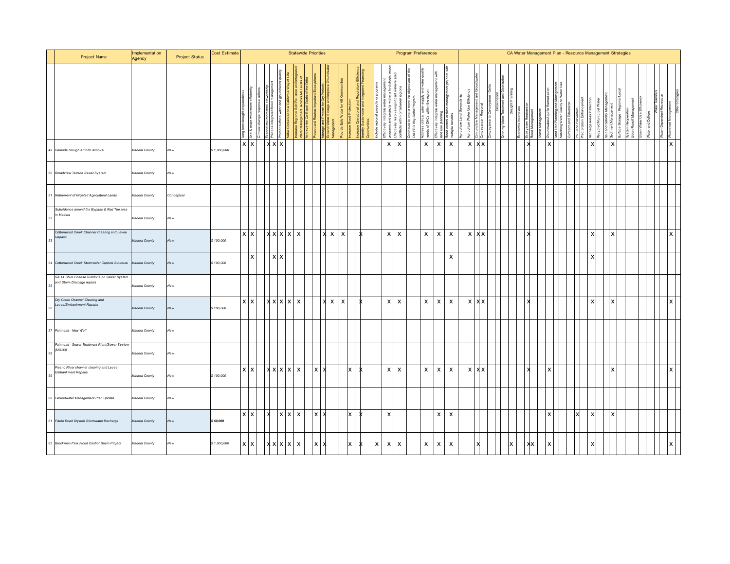| # | Project Name | Implementation Agency | Project Status | Cost Estimate | Statewide Priorities | | | | | | | | | | | | | | | | Program Preferences | | | | | | | CA Water Management Plan - Resource Management Strategies | | | | | | | | | | | | | | | | | | | | | | | | | | | | | | |
|---|---|---|---|---|---|---|---|---|---|---|---|---|---|---|---|---|---|---|---|---|---|---|---|---|---|---|---|---|---|---|---|---|---|---|---|---|---|---|---|---|---|---|---|---|---|---|---|---|---|---|---|---|---|---|---|---|---|---|
| | | | | | Long-term drought preparedness | Use & reuse water more efficiently | Climate change response actions | Expand environmental stewardship | Practice integrated flood management | Protect surface water and groundwater quality | Make Conservation a California Way of Life | Increase Regional Self-Reliance and Integrated Water Management Across All Levels of Government | Achieve the Co-Equal Goals of the Delta | Protect and Restore Important Ecosystems | Manage and Prepare for Dry Periods | Expand Water Storage and Improve Groundwater Management | Provide Safe Water for All Communities | Increase Flood Protection | Increase Operational and Regulatory Efficiency | Identify Sustainable and Integrated Financing Opportunities | Include regional projects or programs | Effectively integrate water management programs and projects within a hydrologic region | Effectively resolve significant water-related conflicts within or between regions | Contribute to one or more the objectives of the CALFED Bay-Delta Program | Address critical water supply and water quality needs of DACs within the region | Effectively integrate water management with land use planning | Flood control or flood management projects with multiple benefits | Agriculture Land Stewardship | Agriculture Water Use Efficiency | Conjunctive Management and Groundwater | Conveyance - Regional | Conveyance - Delta | Desalination | Drinking Water Treatment and Distribution | Drought Planning | Economic Incentives | Ecosystem Restoration | Flood Management | Forest Management | Groundwater/Aquifer Remediation | Land Use Planning and Management | Matching Water Quality to Water Use | Outreach and Education | Pollution Prevention | Precipitation Enhancement | Recharge Areas Protection | Recycled Municipal Water | Salt and Salinity Management | Sediment Management | Surface Storage - Regional/Local | System Reoperation | Urban Runoff Management | Urban Water Use Efficiency | Water and Culture | Water Transfers | Water Dependent Recreation | Watershed Management | Other Strategies |
| 49 | Berenda Slough Arundo removal | Madera County | New | $ 1,000,000 | X | X | | X | X | X | | | | | | | | | | | | X | X | | X | X | X | | X | X | X | | | | | | X | | | X | | | | | | X | | | X | | | | | | | | X | |
| 50 | Broadview Terrace Sewer System | Madera County | New | | | | | | | | | | | | | | | | | | | | | | | | | | | | | | | | | | | | | | | | | | | | | | | | | | | | | | | |
| 51 | Retirement of Irrigated Agricultural Lands | Madera County | Conceptual | | | | | | | | | | | | | | | | | | | | | | | | | | | | | | | | | | | | | | | | | | | | | | | | | | | | | | | |
| 52 | Subsidence around the Bypass & Red Top area in Madera | Madera County | New | | | | | | | | | | | | | | | | | | | | | | | | | | | | | | | | | | | | | | | | | | | | | | | | | | | | | | | |
| 53 | Cottonwood Creek Channel Clearing and Levee Repairs | Madera County | New | $ 100,000 | X | X | | X | X | X | X | X | | | X | X | X | | X | | | X | X | | X | X | X | | X | X | X | | | | | | X | | | | | | | | | X | | | X | | | | | | | | X | |
| 54 | Cottonwood Creek Stormwater Capture Structure | Madera County | New | $ 100,000 | | X | | | X | X | | | | | | | | | | | | | | | | | X | | | | | | | | | | | | | | | | | | | X | | | | | | | | | | | | |
| 55 | SA 14 Chuk Chanse Subdivision Sewer System and Storm Drainage repairs | Madera County | New | | | | | | | | | | | | | | | | | | | | | | | | | | | | | | | | | | | | | | | | | | | | | | | | | | | | | | | |
| 56 | Dry Creek Channel Clearing and Levee/Embankment Repairs | Madera County | New | $ 100,000 | X | X | | X | X | X | X | X | | | X | X | X | | X | | | X | X | | X | X | X | | X | X | X | | | | | | X | | | | | | | | | X | | | X | | | | | | | | X | |
| 57 | Fairmead - New Well | Madera County | New | | | | | | | | | | | | | | | | | | | | | | | | | | | | | | | | | | | | | | | | | | | | | | | | | | | | | | | |
| 58 | Fairmead - Sewer Treatment Plant/Sewer System (MD-33) | Madera County | New | | | | | | | | | | | | | | | | | | | | | | | | | | | | | | | | | | | | | | | | | | | | | | | | | | | | | | | |
| 59 | Fresno River channel clearing and Levee Embankment Repairs | Madera County | New | $ 100,000 | X | X | | X | X | X | X | X | | X | X | | | X | X | | | X | X | | X | X | X | | X | X | X | | | | | | X | | | X | | | | | | | | | X | | | | | | | | X | |
| 60 | Groundwater Management Plan Update | Madera County | New | | | | | | | | | | | | | | | | | | | | | | | | | | | | | | | | | | | | | | | | | | | | | | | | | | | | | | | |
| 61 | Paula Road Drywell Stormwater Recharge | Madera County | New | **$ 50,000** | X | X | | X | | X | X | X | | X | X | | | X | X | | | X | | | | X | X | | | | | | | | | | | | | X | | | | X | | X | | | X | | | | | | | | | |
| 62 | Brockman Park Flood Control Basin Project | Madera County | New | $ 1,000,000 | X | X | | X | X | X | X | X | | X | X | | | X | X | | X | X | X | | X | X | X | | | X | | | | | X | | X | X | | X | | | | | | X | | | | | | | | | | | X | |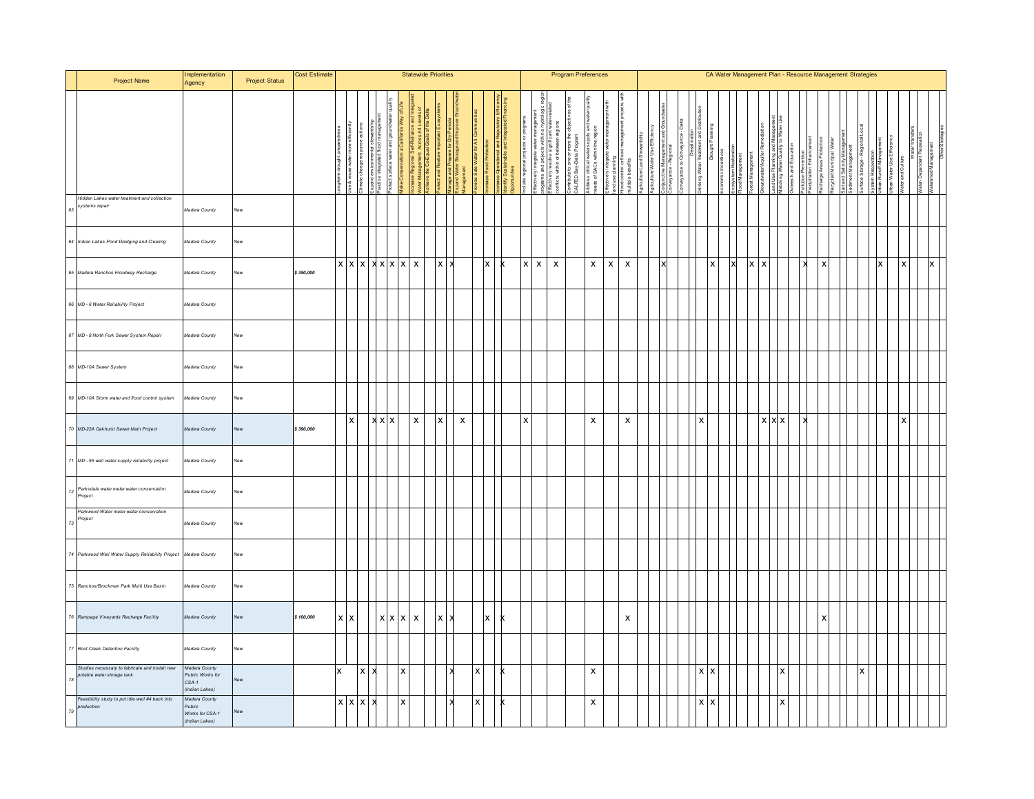| # | Project Name | Implementation Agency | Project Status | Cost Estimate | Statewide Priorities | | | | | | | | | | | | | | | | Program Preferences | | | | | | | CA Water Management Plan - Resource Management Strategies | | | | | | | | | | | | | | | | | | | | | | | | | | | | | | |
|---|---|---|---|---|---|---|---|---|---|---|---|---|---|---|---|---|---|---|---|---|---|---|---|---|---|---|---|---|---|---|---|---|---|---|---|---|---|---|---|---|---|---|---|---|---|---|---|---|---|---|---|---|---|---|---|---|---|---|
| | | | | | Long-term drought preparedness | Use & reuse water more efficiently | Climate change response actions | Expand environmental stewardship | Practice integrated flood management | Protect surface water and groundwater quality | Make Conservation a California Way of Life | Increase Regional Self-Reliance and Integrated Water Management Across All Levels of Government | Achieve the Co-Equal Goals of the Delta | Protect and Restore Important Ecosystems | Manage and Prepare for Dry Periods | Expand Water Storage and Improve Groundwater Management | Provide Safe Water for All Communities | Increase Flood Protection | Increase Operational and Regulatory Efficiency | Identify Sustainable and Integrated Financing Opportunities | Include regional projects or programs | Effectively integrate water management programs and projects within a hydrologic region | Effectively resolve significant water-related conflicts within or between regions | Contribute to one or more the objectives of the CALFED Bay-Delta Program | Address critical water supply and water quality needs of DACs within the region | Effectively integrate water management with land use planning | Flood control or flood management projects with multiple benefits | Agriculture Land Stewardship | Agriculture Water Use Efficiency | Conjunctive Management and Groundwater | Conveyance - Regional | Conveyance to Conveyance - Delta | Desalination | Drinking Water Treatment and Distribution | Drought Planning | Economic Incentives | Ecosystem Restoration | Flood Management | Forest Management | Groundwater/Aquifer Remediation | Land Use Planning and Management | Matching Water Quality to Water Use | Outreach and Education | Pollution Prevention | Precipitation Enhancement | Recharge Areas Protection | Recycled Municipal Water | Salt and Salinity Management | Sediment Management | Surface Storage - Regional/Local | System Reoperation | Urban Runoff Management | Urban Water Use Efficiency | Water and Culture | Water Transfers | Water- Dependent Recreation | Watershed Management | Other Strategies |
| 63 | Hidden Lakes water treatment and collection systems repair | Madera County | New | | | | | | | | | | | | | | | | | | | | | | | | | | | | | | | | | | | | | | | | | | | | | | | | | | | | | | | |
| 64 | Indian Lakes Pond Dredging and Clearing | Madera County | New | | | | | | | | | | | | | | | | | | | | | | | | | | | | | | | | | | | | | | | | | | | | | | | | | | | | | | | |
| 65 | Madera Ranchos Floodway Recharge | Madera County | New | $ 350,000 | X | X | X | X | X | X | X | X | | X | X | | | X | | X | X | X | X | | X | X | X | | | X | | | | | X | | X | | X | X | | | | X | | X | | | | | | X | | X | | | X | |
| 66 | MD - 6 Water Reliability Project | Madera County | | | | | | | | | | | | | | | | | | | | | | | | | | | | | | | | | | | | | | | | | | | | | | | | | | | | | | | |
| 67 | MD - 8 North Fork Sewer System Repair | Madera County | New | | | | | | | | | | | | | | | | | | | | | | | | | | | | | | | | | | | | | | | | | | | | | | | | | | | | | | | |
| 68 | MD-10A Sewer System | Madera County | New | | | | | | | | | | | | | | | | | | | | | | | | | | | | | | | | | | | | | | | | | | | | | | | | | | | | | | | |
| 69 | MD-10A Storm water and flood control system | Madera County | New | | | | | | | | | | | | | | | | | | | | | | | | | | | | | | | | | | | | | | | | | | | | | | | | | | | | | | | |
| 70 | MD-22A Oakhurst Sewer Main Project | Madera County | New | $ 390,000 | | X | | X | X | X | | X | | X | | X | | | | | X | | | | X | | X | | | | | | | X | | | | | | X | X | X | | X | | | | | | | | | | X | | | | |
| 71 | MD - 95 well water supply reliability project | Madera County | New | | | | | | | | | | | | | | | | | | | | | | | | | | | | | | | | | | | | | | | | | | | | | | | | | | | | | | | |
| 72 | Parksdale water meter water conservation Project | Madera County | New | | | | | | | | | | | | | | | | | | | | | | | | | | | | | | | | | | | | | | | | | | | | | | | | | | | | | | | |
| 73 | Parkwood Water meter water conservation Project | Madera County | New | | | | | | | | | | | | | | | | | | | | | | | | | | | | | | | | | | | | | | | | | | | | | | | | | | | | | | | |
| 74 | Parkwood Well Water Supply Reliability Project | Madera County | New | | | | | | | | | | | | | | | | | | | | | | | | | | | | | | | | | | | | | | | | | | | | | | | | | | | | | | | |
| 75 | Ranchos/Brockman Park Multi Use Basin | Madera County | New | | | | | | | | | | | | | | | | | | | | | | | | | | | | | | | | | | | | | | | | | | | | | | | | | | | | | | | |
| 76 | Rampage Vineyards Recharge Facility | Madera County | New | $ 100,000 | X | X | | | X | X | X | X | | X | X | | | X | | X | | | | | | | X | | | | | | | | | | | | | | | | | | | | X | | | | | | | | | | | | |
| 77 | Root Creek Detention Facility | Madera County | New | | | | | | | | | | | | | | | | | | | | | | | | | | | | | | | | | | | | | | | | | | | | | | | | | | | | | | | |
| 78 | Studies necessary to fabricate and install new potable water storage tank | Madera County Public Works for CSA-1 (Indian Lakes) | New | | X | | X | X | | | X | | | | X | | X | | | X | | | | | X | | | | | | | | | X | X | | | | | | | X | | | | | | | | X | | | | | | | | |
| 79 | Feasibility study to put idle well #4 back into production | Madera County Public Works for CSA-1 (Indian Lakes) | New | | X | X | X | X | | | X | | | | X | | X | | | X | | | | | X | | | | | | | | | X | X | | | | | | | X | | | | | | | | | | | | | | | | |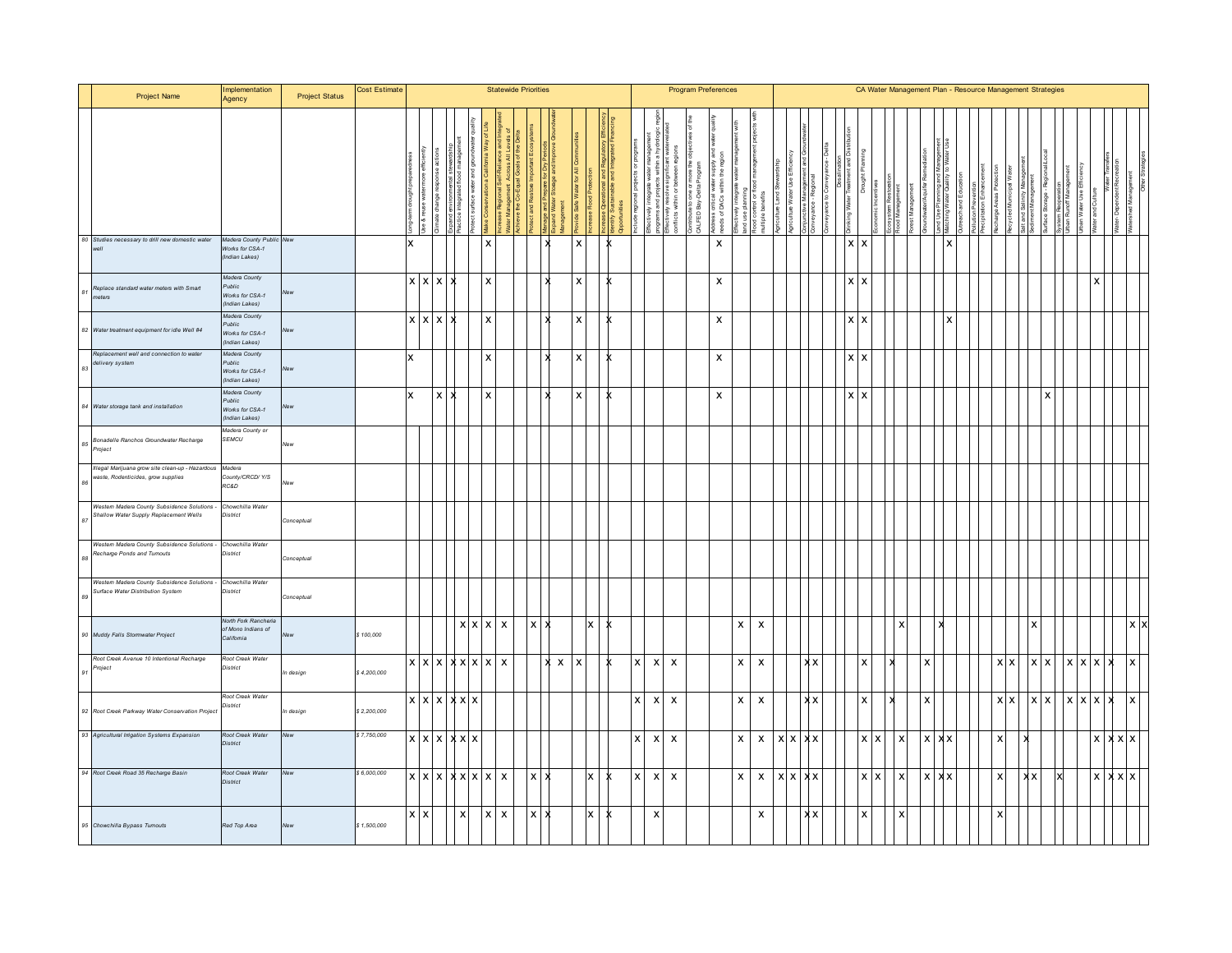| # | Project Name | Implementation Agency | Project Status | Cost Estimate | Statewide Priorities | | | | | | | | | | | | | | | | Program Preferences | | | | | | | CA Water Management Plan - Resource Management Strategies | | | | | | | | | | | | | | | | | | | | | | | | | | | | | | |
|---|---|---|---|---|---|---|---|---|---|---|---|---|---|---|---|---|---|---|---|---|---|---|---|---|---|---|---|---|---|---|---|---|---|---|---|---|---|---|---|---|---|---|---|---|---|---|---|---|---|---|---|---|---|---|---|---|---|---|
| | | | | | Long-term drought preparedness | Use & reuse water more efficiently | Climate change response actions | Expand environmental stewardship | Practice integrated flood management | Protect surface water and groundwater quality | Make Conservation a California Way of Life | Increase Regional Self-Reliance and Integrated Water Management Across All Levels of Government | Achieve the Co-Equal Goals of the Delta | Protect and Restore Important Ecosystems | Manage and Prepare for Dry Periods | Expand Water Storage and Improve Groundwater Management | Provide Safe Water for All Communities | Increase Flood Protection | Increase Operational and Regulatory Efficiency | Identify Sustainable and Integrated Financing Opportunities | Include regional projects or programs | Effectively integrate water management programs and projects within a hydrologic region | Effectively resolve significant water-related conflicts within or between regions | Contribute to one or more the objectives of the CALFED Bay-Delta Program | Address critical water supply and water quality needs of DACs within the region | Effectively integrate water management with land use planning | Flood control or flood management projects with multiple benefits | Agriculture Land Stewardship | Agriculture Water Use Efficiency | Conjunctive Management and Groundwater | Conveyance - Regional | Conveyance - Delta | Desalination | Drinking Water Treatment and Distribution | Drought Planning | Economic Incentives | Ecosystem Restoration | Flood Management | Forest Management | Groundwater/Aquifer Remediation | Land Use Planning and Management | Matching Water Quality to Water Use | Outreach and Education | Pollution Prevention | Precipitation Enhancement | Recharge Areas Protection | Recycled Municipal Water | Salt and Salinity Management | Sediment Management | Surface Storage - Regional/Local | System Reoperation | Urban Runoff Management | Urban Water Use Efficiency | Water and Culture | Water Transfers | Water Dependent Recreation | Watershed Management | Other Strategies |
| 80 | *Studies necessary to drill new domestic water well* | *Madera County Public Works for CSA-1 (Indian Lakes)* | *New* | | X | | | | | | | X | | | X | | X | | | X | | | | | X | | | | | | | | | X | X | | | | | | | X | | | | | | | | | | | | | | | | |
| 81 | *Replace standard water meters with Smart meters* | *Madera County Public Works for CSA-1 (Indian Lakes)* | *New* | | X | X | X | X | | | | X | | | X | | X | | | X | | | | | X | | | | | | | | | X | X | | | | | | | | | | | | | | | | | | | | | X | | | |
| 82 | *Water treatment equipment for idle Well #4* | *Madera County Public Works for CSA-1 (Indian Lakes)* | *New* | | X | X | X | X | | | | X | | | X | | X | | | X | | | | | X | | | | | | | | | X | X | | | | | | | X | | | | | | | | | | | | | | | | |
| 83 | *Replacement well and connection to water delivery system* | *Madera County Public Works for CSA-1 (Indian Lakes)* | *New* | | X | | | | | | | X | | | X | | X | | | X | | | | | X | | | | | | | | | X | X | | | | | | | | | | | | | | | | | | | | | | | |
| 84 | *Water storage tank and installation* | *Madera County Public Works for CSA-1 (Indian Lakes)* | *New* | | X | | X | X | | | | X | | | X | | X | | | X | | | | | X | | | | | | | | | X | X | | | | | | | | | | | | | | | X | | | | | | | | |
| 85 | *Bonadelle Ranchos Groundwater Recharge Project* | *Madera County or SEMCU* | *New* | | | | | | | | | | | | | | | | | | | | | | | | | | | | | | | | | | | | | | | | | | | | | | | | | | | | | | |
| 86 | *Illegal Marijuana grow site clean-up - Hazardous waste, Rodenticides, grow supplies* | *Madera County/CRCD/ Y/S RC&D* | *New* | | | | | | | | | | | | | | | | | | | | | | | | | | | | | | | | | | | | | | | | | | | | | | | | | | | | | | |
| 87 | *Western Madera County Subsidence Solutions - Shallow Water Supply Replacement Wells* | *Chowchilla Water District* | *Conceptual* | | | | | | | | | | | | | | | | | | | | | | | | | | | | | | | | | | | | | | | | | | | | | | | | | | | | | | |
| 88 | *Western Madera County Subsidence Solutions - Recharge Ponds and Turnouts* | *Chowchilla Water District* | *Conceptual* | | | | | | | | | | | | | | | | | | | | | | | | | | | | | | | | | | | | | | | | | | | | | | | | | | | | | | |
| 89 | *Western Madera County Subsidence Solutions - Surface Water Distribution System* | *Chowchilla Water District* | *Conceptual* | | | | | | | | | | | | | | | | | | | | | | | | | | | | | | | | | | | | | | | | | | | | | | | | | | | | | | |
| 90 | *Muddy Falls Stormwater Project* | *North Fork Rancheria of Mono Indians of California* | *New* | *$ 100,000* | | | | | | X | X | X | X | X | X | | | X | | X | | | | | | X | X | | | | | | | | | | | X | | | X | | | | | | | | | X | | | | | | | | X | X |
| 91 | *Root Creek Avenue 10 Intentional Recharge Project* | *Root Creek Water District* | *In design* | *$ 4,200,000* | X | X | X | X | X | X | X | X | X | | X | X | X | | | X | X | X | X | | | X | X | | | X | X | | | | X | | X | | | X | | | | | | X | X | | X | X | | X | X | X | X | | X | |
| 92 | *Root Creek Parkway Water Conservation Project* | *Root Creek Water District* | *In design* | *$ 2,200,000* | X | X | X | X | X | X | | | | | | | | | | | X | X | X | | | X | X | | | X | X | | | | X | | X | | | X | | | | | | X | X | | X | X | | X | X | X | X | | X | |
| 93 | *Agricultural Irrigation Systems Expansion* | *Root Creek Water District* | *New* | *$ 7,750,000* | X | X | X | X | X | X | | | | | | | | | | | X | X | X | | | X | X | X | X | X | X | | | | X | X | | X | | X | X | X | | | | X | | X | | | | | | X | X | X | X | |
| 94 | *Root Creek Road 35 Recharge Basin* | *Root Creek Water District* | *New* | *$ 6,000,000* | X | X | X | X | X | X | X | X | X | X | X | | | X | | X | X | X | X | | | X | X | X | X | X | X | | | | X | X | | X | | X | X | X | | | | X | | X | X | | X | | | X | X | X | X | |
| 95 | *Chowchilla Bypass Turnouts* | *Red Top Area* | *New* | *$ 1,500,000* | X | X | | | | X | | X | X | X | X | | | X | | X | | X | | | | | X | | | X | X | | | | X | | | X | | | | | | | | X | | | | | | | | | | | | |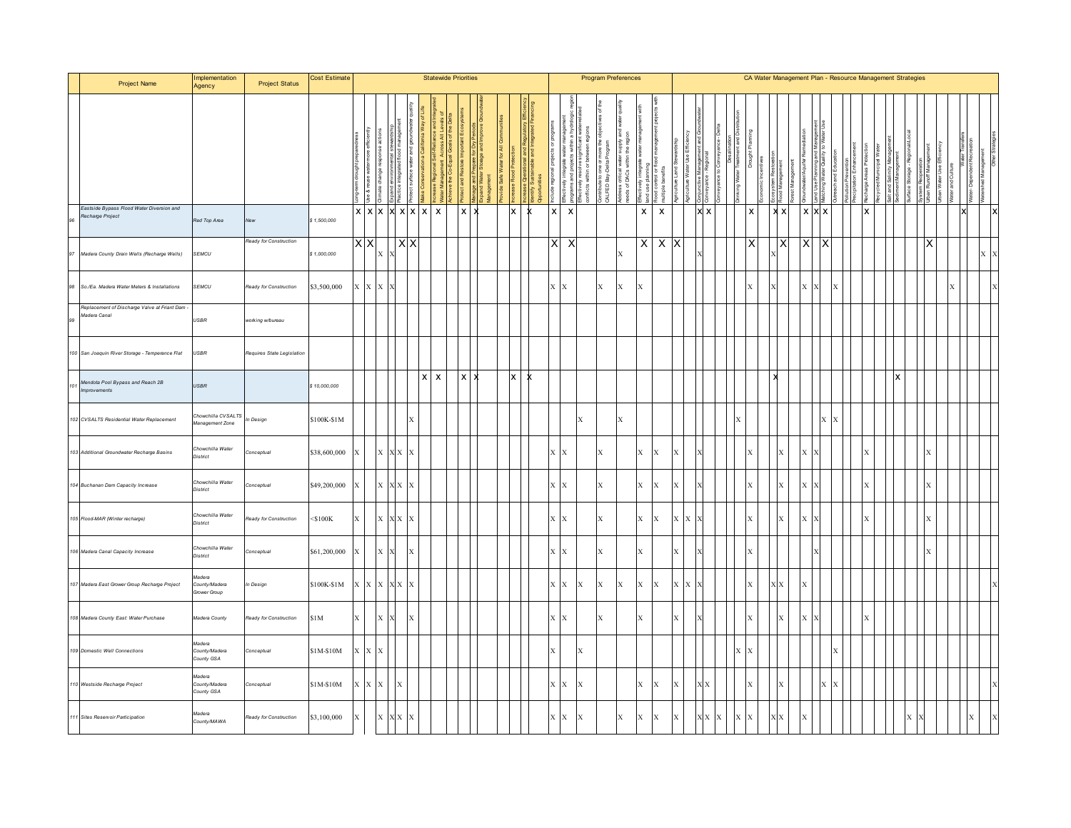| # | Project Name | Implementation Agency | Project Status | Cost Estimate | Statewide Priorities | | | | | | | | | | | | | | | | Program Preferences | | | | | | | CA Water Management Plan - Resource Management Strategies | | | | | | | | | | | | | | | | | | | | | | | | | | | | | | |
|---|---|---|---|---|---|---|---|---|---|---|---|---|---|---|---|---|---|---|---|---|---|---|---|---|---|---|---|---|---|---|---|---|---|---|---|---|---|---|---|---|---|---|---|---|---|---|---|---|---|---|---|---|---|---|---|---|---|---|
| | | | | | Long-term drought preparedness | Use & reuse water more efficiently | Climate change response actions | Expand environmental stewardship | Practice integrated flood management | Protect surface water and groundwater quality | Make Conservation a California Way of Life | Increase Regional Self-Reliance and Integrated Water Management Across All Levels of Government | Achieve the Co-Equal Goals of the Delta | Protect and Restore Important Ecosystems | Manage and Prepare for Dry Periods | Expand Water Storage and Improve Groundwater Management | Provide Safe Water for All Communities | Increase Flood Protection | Increase Operational and Regulatory Efficiency | Identify Sustainable and Integrated Financing Opportunities | Include regional projects or programs | Effectively integrate water management programs and projects within a hydrologic region | Effectively resolve significant water-related conflicts within or between regions | Contribute to one or more the objectives of the CALFED Bay-Delta Program | Address critical water supply and water quality needs of DACs within the region | Effectively integrate water management with land use planning | Flood control or flood management projects with multiple benefits | Agriculture Land Stewardship | Agriculture Water Use Efficiency | Conjunctive Management and Groundwater | Conveyance - Regional | Conveyance to Conveyance - Delta | Desalination | Drinking Water Treatment and Distribution | Drought Planning | Economic Incentives | Ecosystem Restoration | Flood Management | Forest Management | Groundwater/Aquifer Remediation | Land Use Planning and Management | Matching Water Quality to Water Use | Outreach and Education | Pollution Prevention | Precipitation Enhancement | Recharge Areas Protection | Recycled Municipal Water | Salt and Salinity Management | Sediment Management | Surface Storage - Regional/Local | System Reoperation | Urban Runoff Management | Urban Water Use Efficiency | Water and Culture | Water Transfers | Water Dependent Recreation | Watershed Management | Other Strategies |
| 96 | Eastside Bypass Flood Water Diversion and Recharge Project | Red Top Area | New | $ 1,500,000 | X | X | X | X | X | X | X | X | | X | X | | | X | | X | X | X | | | | X | X | | X | X | | | | | X | | X | X | | X | X | X | | | | X | | | | | | | | | X | | | X |
| 97 | Madera County Drain Wells (Recharge Wells) | SEMCU | Ready for Construction | $ 1,000,000 | X | X | X | X | X | X | | | | | | | | | | | X | X | | | X | X | X | X | | X | | | | | X | | X | X | | X | | X | | | | | | | | | | | X | | | | | X | X |
| 98 | So./Ea. Madera Water Meters & Installations | SEMCU | Ready for Construction | $3,500,000 | X | X | X | X | | | | | | | | | | | | | X | X | | X | X | X | | | | | | | | | X | | X | | | X | X | | X | | | | | | | | | | | X | | | | X |
| 99 | Replacement of Discharge Valve at Friant Dam - Madera Canal | USBR | working w/bureau | | | | | | | | | | | | | | | | | | | | | | | | | | | | | | | | | | | | | | | | | | | | | | | | | | | | | | | |
| 100 | San Joaquin River Storage - Temperance Flat | USBR | Requires State Legislation | | | | | | | | | | | | | | | | | | | | | | | | | | | | | | | | | | | | | | | | | | | | | | | | | | | | | | | |
| 101 | Mendota Pool Bypass and Reach 2B Improvements | USBR | | $ 10,000,000 | | | | | | | X | X | | X | X | | | X | | X | | | | | | | | | | | | | | | | | X | | | | | | | | | | | | X | | | | | | | | | | |
| 102 | CVSALTS Residential Water Replacement | Chowchilla CVSALTS Management Zone | In Design | $100K-$1M | | | | | | X | | | | | | | | | | | | | X | | X | | | | | | | | | X | | | | | | | | X | X | | | | | | | | | | | | | | | | |
| 103 | Additional Groundwater Recharge Basins | Chowchilla Water District | Conceptual | $38,600,000 | X | | X | X | X | X | | | | | | | | | | | X | X | | X | | X | X | X | | X | | | | | X | | | X | | X | X | | | | | X | | | | | | X | | | | | | |
| 104 | Buchanan Dam Capacity Increase | Chowchilla Water District | Conceptual | $49,200,000 | X | | X | X | X | X | | | | | | | | | | | X | X | | X | | X | X | X | | X | | | | | X | | | X | | X | X | | | | | X | | | | | | X | | | | | | |
| 105 | Flood-MAR (Winter recharge) | Chowchilla Water District | Ready for Construction | <$100K | X | | X | X | X | X | | | | | | | | | | | X | X | | X | | X | X | X | X | X | | | | | X | | | X | | X | X | | | | | X | | | | | | X | | | | | | |
| 106 | Madera Canal Capacity Increase | Chowchilla Water District | Conceptual | $61,200,000 | X | | X | X | | X | | | | | | | | | | | X | X | | X | | X | | X | | X | | | | | X | | | | | | X | | | | | | | | | | | X | | | | | | |
| 107 | Madera East Grower Group Recharge Project | Madera County/Madera Grower Group | In Design | $100K-$1M | X | X | X | X | X | X | | | | | | | | | | | X | X | X | X | X | X | X | X | X | X | | | | | X | | X | X | | X | | | | | | | | | | | | | | | | | | X |
| 108 | Madera County East: Water Purchase | Madera County | Ready for Construction | $1M | X | | X | X | | X | | | | | | | | | | | X | X | | X | | X | | X | | X | | | | | X | | | X | | X | X | | | | | X | | | | | | | | | | | | |
| 109 | Domestic Well Connections | Madera County/Madera County GSA | Conceptual | $1M-$10M | X | X | X | | | | | | | | | | | | | | X | | X | | | | | | | | | | | X | X | | | | | | | | X | | | | | | | | | | | | | | | | |
| 110 | Westside Recharge Project | Madera County/Madera County GSA | Conceptual | $1M-$10M | X | X | X | | X | | | | | | | | | | | | X | X | X | | | X | X | X | | X | X | | | | X | | | X | | | | X | X | | | | | | | | | | | | | | | | X |
| 111 | Sites Reservoir Participation | Madera County/MAWA | Ready for Construction | $3,100,000 | X | | X | X | X | X | | | | | | | | | | | X | X | X | | X | X | X | X | | X | X | X | | X | X | | X | X | | X | | | | | | | | | | X | X | | | | | X | | X |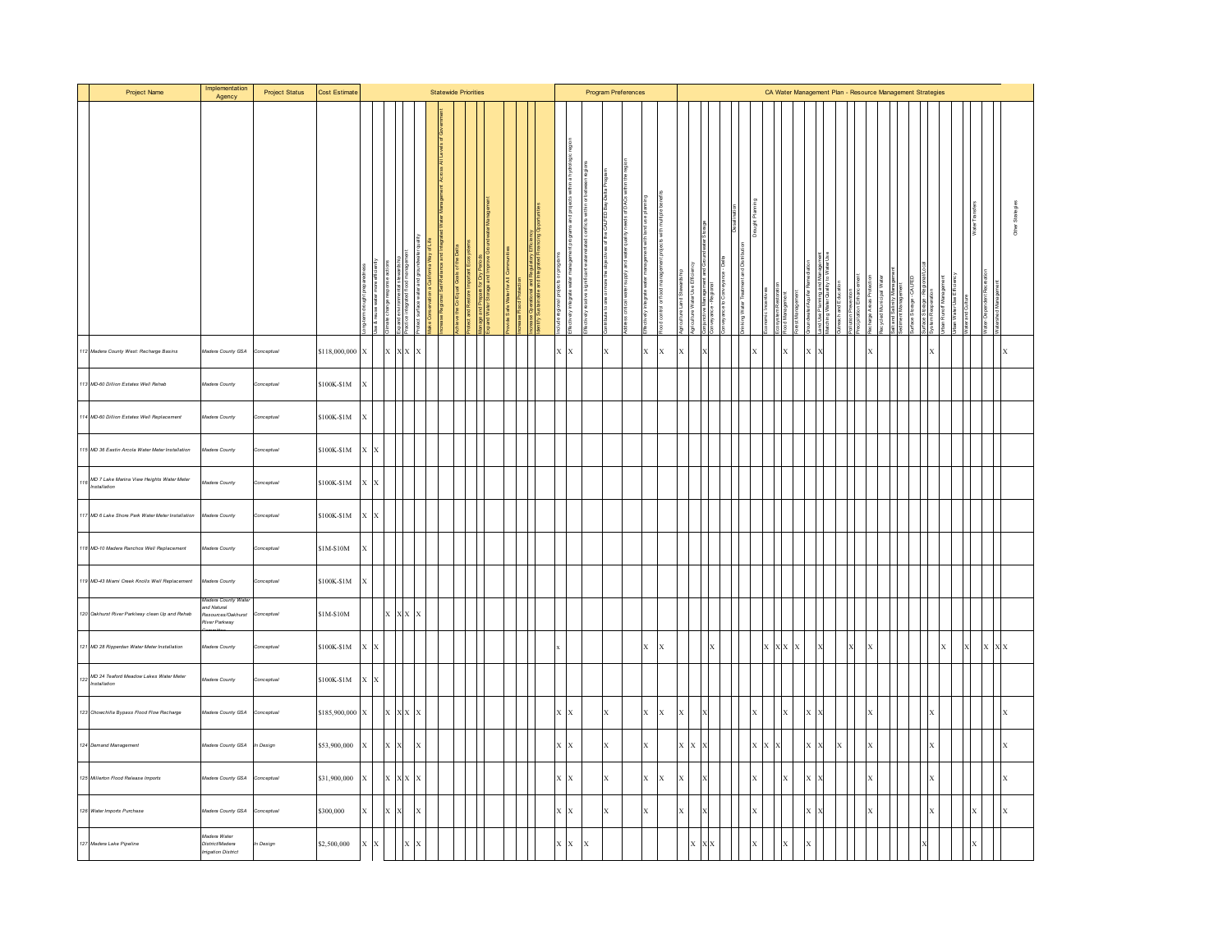| Project Name | Implementation Agency | Project Status | Cost Estimate | Statewide Priorities | | | | | | | | | | | | | | | | Program Preferences | | | | | | | CA Water Management Plan - Resource Management Strategies | | | | | | | | | | | | | | | | | | | | | | | | | | | | | | | |
|---|---|---|---|---|---|---|---|---|---|---|---|---|---|---|---|---|---|---|---|---|---|---|---|---|---|---|---|---|---|---|---|---|---|---|---|---|---|---|---|---|---|---|---|---|---|---|---|---|---|---|---|---|---|---|---|---|---|---|
| | | | | Long-term drought preparedness | Use & reuse water more efficiently | Climate change response actions | Expand environmental stewardship | Practice integrated flood management | Protect surface water and groundwater quality | Make Conservation a California Way of Life | Increase Regional Self Reliance and Integrated Water Management Across All Levels of Government | Achieve the Co-Equal Goals of the Delta | Protect and Restore Important Ecosystems | Manage and Prepare for Dry Periods | Expand Water Storage and Improve Groundwater Management | Provide Safe Water for All Communities | Increase Flood Protection | Increase Operational and Regulatory Efficiency | Identify Sustainable and Integrated Financing Opportunities | Include regional projects or programs | Effectively integrate water management programs and projects within a hydrologic region | Effectively resolve significant water-related conflicts within or between regions | Contribute to one or more the objectives of the CALFED Bay-Delta Program | Address critical water supply and water quality needs of DACs within the region | Effectively integrate water management with land use planning | Flood control or flood management projects with multiple benefits | Agricultural Land Stewardship | Agricultural Water Use Efficiency | Conjunctive Management and Groundwater Storage | Conveyance - Regional | Conveyance to Conveyance - Delta | Desalination | Drinking Water Treatment and Distribution | Drought Planning | Economic Incentives | Ecosystem Restoration | Flood Management | Forest Management | Groundwater/Aquifer Remediation | Land Use Planning and Management | Matching Water Quality to Water Use | Outreach and Education | Pollution Prevention | Precipitation Enhancement | Recharge Areas Protection | Recycled Municipal Water | Salt and Salinity Management | Sediment Management | Surface Storage - CALFED | Surface Storage - Regional/Local | System Reoperation | Urban Runoff Management | Urban Water Use Efficiency | Water and Culture | Water Transfers | Water-Dependent Recreation | Watershed Management | Other Strategies |
| 112 *Madera County West: Recharge Basins* | *Madera County GSA* | *Conceptual* | $118,000,000 | X | | X | X | X | X | | | | | | | | | | | X | X | | X | | X | X | X | | X | | | | | X | | | X | | X | X | | | | | X | | | | | | X | | | | | | | X |
| 113 *MD-60 Dillion Estates Well Rehab* | *Madera County* | *Conceptual* | $100K-$1M | X | | | | | | | | | | | | | | | | | | | | | | | | | | | | | | | | | | | | | | | | | | | | | | | | | | | | | | |
| 114 *MD-60 Dillion Estates Well Replacement* | *Madera County* | *Conceptual* | $100K-$1M | X | | | | | | | | | | | | | | | | | | | | | | | | | | | | | | | | | | | | | | | | | | | | | | | | | | | | | | |
| 115 *MD 36 Eastin Arcola Water Meter Installation* | *Madera County* | *Conceptual* | $100K-$1M | X | X | | | | | | | | | | | | | | | | | | | | | | | | | | | | | | | | | | | | | | | | | | | | | | | | | | | | | |
| 116 *MD 7 Lake Marina View Heights Water Meter Installation* | *Madera County* | *Conceptual* | $100K-$1M | X | X | | | | | | | | | | | | | | | | | | | | | | | | | | | | | | | | | | | | | | | | | | | | | | | | | | | | | |
| 117 *MD 6 Lake Shore Park Water Meter Installation* | *Madera County* | *Conceptual* | $100K-$1M | X | X | | | | | | | | | | | | | | | | | | | | | | | | | | | | | | | | | | | | | | | | | | | | | | | | | | | | | |
| 118 *MD-10 Madera Ranchos Well Replacement* | *Madera County* | *Conceptual* | $1M-$10M | X | | | | | | | | | | | | | | | | | | | | | | | | | | | | | | | | | | | | | | | | | | | | | | | | | | | | | | |
| 119 *MD-43 Miami Creek Knolls Well Replacement* | *Madera County* | *Conceptual* | $100K-$1M | X | | | | | | | | | | | | | | | | | | | | | | | | | | | | | | | | | | | | | | | | | | | | | | | | | | | | | | |
| 120 *Oakhurst River Parkway clean Up and Rehab* | *Madera County Water and Natural Resources/Oakhurst River Parkway Committee* | *Conceptual* | $1M-$10M | | | X | X | X | X | | | | | | | | | | | | | | | | | | | | | | | | | | | | | | | | | | | | | | | | | | | | | | | | | |
| 121 *MD 28 Ripperdan Water Meter Installation* | *Madera County* | *Conceptual* | $100K-$1M | X | X | | | | | | | | | | | | | | | x | | | | | X | X | | | | X | | | | | X | X | X | X | | X | | | X | | X | | | | | | | X | | X | | X | X | X |
| 122 *MD 24 Teaford Meadow Lakes Water Meter Installation* | *Madera County* | *Conceptual* | $100K-$1M | X | X | | | | | | | | | | | | | | | | | | | | | | | | | | | | | | | | | | | | | | | | | | | | | | | | | | | | | |
| 123 *Chowchilla Bypass Flood Flow Recharge* | *Madera County GSA* | *Conceptual* | $185,900,000 | X | | X | X | X | X | | | | | | | | | | | X | X | | X | | X | X | X | | X | | | | | X | | | X | | X | X | | | | | X | | | | | | X | | | | | | | X |
| 124 *Demand Management* | *Madera County GSA* | *In Design* | $53,900,000 | X | | X | X | | X | | | | | | | | | | | X | X | | X | | X | | X | X | X | | | | | X | X | X | | | X | X | | X | | | X | | | | | | X | | | | | | | X |
| 125 *Millerton Flood Release Imports* | *Madera County GSA* | *Conceptual* | $31,900,000 | X | | X | X | X | X | | | | | | | | | | | X | X | | X | | X | X | X | | X | | | | | X | | | X | | X | X | | | | | X | | | | | | X | | | | | | | X |
| 126 *Water Imports Purchase* | *Madera County GSA* | *Conceptual* | $300,000 | X | | X | X | | X | | | | | | | | | | | X | X | | X | | X | | X | | X | | | | | X | | | | | X | X | | | | | X | | | | | | X | | | | X | | | X |
| 127 *Madera Lake Pipeline* | *Madera Water District/Madera Irrigation District* | *In Design* | $2,500,000 | X | X | | | X | X | | | | | | | | | | | X | X | X | | | | | | X | X | X | | | | X | | | X | | X | | | | | | | | | | | X | | | | | X | | | |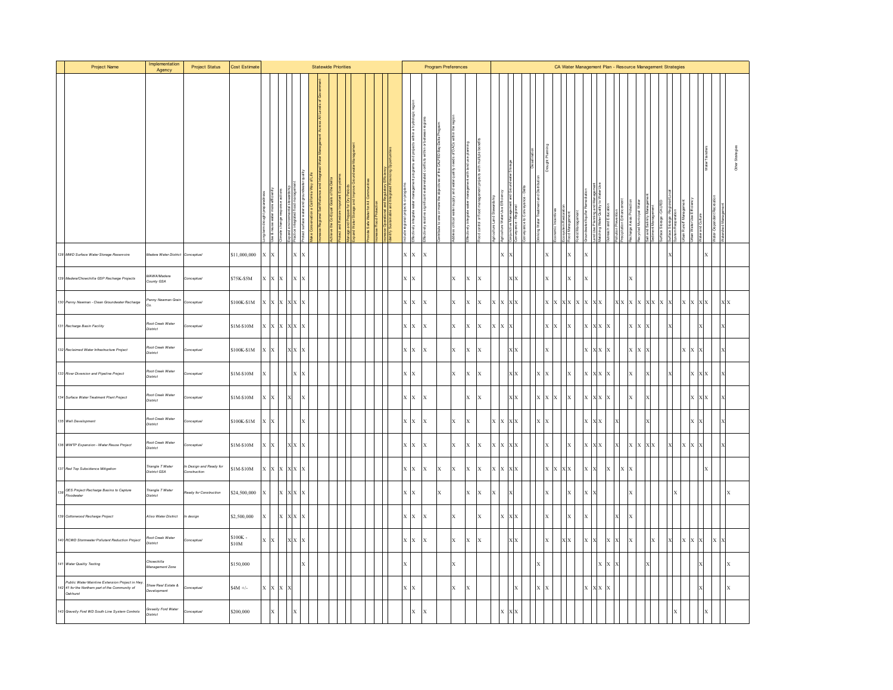| # | Project Name | Implementation Agency | Project Status | Cost Estimate | Statewide Priorities | | | | | | | | | | | | | | | | Program Preferences | | | | | | | CA Water Management Plan - Resource Management Strategies | | | | | | | | | | | | | | | | | | | | | | | | | | | | | | | |
|---|---|---|---|---|---|---|---|---|---|---|---|---|---|---|---|---|---|---|---|---|---|---|---|---|---|---|---|---|---|---|---|---|---|---|---|---|---|---|---|---|---|---|---|---|---|---|---|---|---|---|---|---|---|---|---|---|---|---|---|
| | | | | | Long-term drought preparedness | Use & reuse water more efficiently | Climate change response actions | Expand environmental stewardship | Practice integrated flood management | Protect surface water and groundwater quality | Make Conservation a California Way of Life | Increase Regional Self-Reliance and Integrated Water Management Across All Levels of Government | Achieve the Co-Equal Goals of the Delta | Protect and Restore Important Ecosystems | Manage and Prepare for Dry Periods | Expand Water Storage and Improve Groundwater Management | Provide Safe Water for All Communities | Increase Flood Protection | Increase Operational and Regulatory Efficiency | Identify Sustainable and Integrated Financing Opportunities | Include regional projects or programs | Effectively integrate water management programs and projects within a hydrologic region | Effectively resolve significant water-related conflicts within or between regions | Contribute to one or more the objectives of the CALFED Bay-Delta Program | Address critical water supply and water quality needs of DACs within the region | Effectively integrate water management with land use planning | Flood control or flood management projects with multiple benefits | Agricultural Land Stewardship | Agricultural Water Use Efficiency | Conjunctive Management and Groundwater Storage | Conveyance - Regional | Conveyance to Conveyance - Delta | Desalination | Drinking Water Treatment and Distribution | Drought Planning | Economic Incentives | Ecosystem Restoration | Flood Management | Forest Management | Groundwater/Aquifer Remediation | Land Use Planning and Management | Matching Water Quality to Water Use | Outreach and Education | Pollution Prevention | Precipitation Enhancement | Recharge Areas Protection | Recycled Municipal Water | Salt and Salinity Management | Sediment Management | Surface Storage - CALFED | Surface Storage - Regional/Local | System Reoperation | Urban Runoff Management | Urban Water Use Efficiency | Water and Culture | Water Transfers | Water-Dependent Recreation | Watershed Management | Other Strategies |
| 128 | MWD Surface Water Storage Reservoirs | Madera Water District | Conceptual | $11,000,000 | X | X | | | X | X | | | | | | | | | | | X | X | X | | | | | | X | X | | | | | X | | | X | | X | | | | | | | | | | | X | | | | | X | | | |
| 129 | Madera/Chowchilla GSP Recharge Projects | MAWA/Madera County GSA | Conceptual | $75K-$5M | X | X | X | | X | X | | | | | | | | | | | X | X | | | X | X | X | | | X | X | | | | X | | | X | | X | | | | | | X | | | | | | | | | | | | | |
| 130 | Penny Newman - Clean Groundwater Recharge | Penny Newman Grain Co. | Conceptual | $100K-$1M | X | X | X | X | X | X | | | | | | | | | | | X | X | X | | X | X | X | X | X | X | X | | | | X | X | X | X | X | X | X | X | | X | X | X | X | X | X | X | X | | X | X | X | X | | X | X |
| 131 | Recharge Basin Facility | Root Creek Water District | Conceptual | $1M-$10M | X | X | X | X | X | X | | | | | | | | | | | X | X | X | | X | X | X | X | X | X | | | | | X | X | | X | | X | X | X | | | | X | X | X | | | X | | | | | X | | X | |
| 132 | Reclaimed Water Infrastructure Project | Root Creek Water District | Conceptual | $100K-$1M | X | X | | X | X | X | | | | | | | | | | | X | X | X | | X | X | X | | | X | X | | | | X | | | | | X | X | X | X | | | X | X | X | | | | | X | X | X | | | X | |
| 133 | River Diversion and Pipeline Project | Root Creek Water District | Conceptual | $1M-$10M | X | | | | X | X | | | | | | | | | | | X | X | | | X | X | X | | | X | X | | | X | X | | | X | | X | X | X | X | | | X | | X | | | X | | | X | X | X | | X | |
| 134 | Surface Water Treatment Plant Project | Root Creek Water District | Conceptual | $1M-$10M | X | X | | X | | X | | | | | | | | | | | X | X | X | | | X | X | | | X | X | | | X | X | X | | X | | X | X | X | X | | | X | | X | | | | | | X | X | X | | X | |
| 135 | Well Development | Root Creek Water District | Conceptual | $100K-$1M | X | X | | | | X | | | | | | | | | | | X | X | X | | X | X | | X | X | X | X | | | X | X | | | | | X | X | X | | X | | | | X | | | | | | X | X | | | X | |
| 136 | WWTP Expansion - Water Reuse Project | Root Creek Water District | Conceptual | $1M-$10M | X | X | | X | X | X | | | | | | | | | | | X | X | X | | X | X | X | X | X | X | X | | | | X | | | X | | X | X | X | | X | | X | X | X | X | | X | | X | X | X | | | X | |
| 137 | Red Top Subsidence Mitigation | Triangle T Water District GSA | In Design and Ready for Construction | $1M-$10M | X | X | X | X | X | X | | | | | | | | | | | X | X | X | X | X | X | X | X | X | X | X | | | | X | X | X | X | | X | X | | X | | X | X | | | | | | | | | | X | | | |
| 138 | GES Project Recharge Basins to Capture Floodwater | Triangle T Water District | Ready for Construction | $24,500,000 | X | | X | X | X | X | | | | | | | | | | | X | X | | X | | X | X | X | | X | | | | | X | | | X | | X | X | | | | | X | | | | | | X | | | | | | | X |
| 139 | Cottonwood Recharge Project | Aliso Water District | In design | $2,500,000 | X | | X | X | X | X | | | | | | | | | | | X | X | X | | X | | X | | X | X | X | | | | X | | | X | | X | | | | X | | X | | | | | | | | | | | | | |
| 140 | RCWD Stormwater Pollutant Reduction Project | Root Creek Water District | Conceptual | $100K - $10M | X | X | | X | X | X | | | | | | | | | | | X | X | X | | X | X | X | | | X | X | | | | X | | X | X | | X | X | | X | X | | X | | | X | | X | | X | X | X | | X | X | |
| 141 | Water Quality Testing | Chowchilla Management Zone | | $150,000 | | | | | | X | | | | | | | | | | | X | | | | X | | | | | | | | | X | | | | | | | | X | X | X | | | | X | | | | | | | | X | | | X |
| 142 | Public Water Mainline Extension Project in Hwy. 41 for the Northern part of the Community of Oakhurst | Shaw Real Estate & Development | Conceptual | $4M +/- | X | X | X | X | | | | | | | | | | | | | X | X | | | X | X | | | | | X | | | X | X | | | | | X | X | X | X | | | | | | | | | | | | | X | | | X |
| 143 | Gravelly Ford WD South Line System Controls | Gravelly Ford Water District | Conceptual | $200,000 | | X | | | X | | | | | | | | | | | | | X | X | | | | | | X | X | X | | | | | | | | | | | | | | | | | | | | | X | | | | X | | | |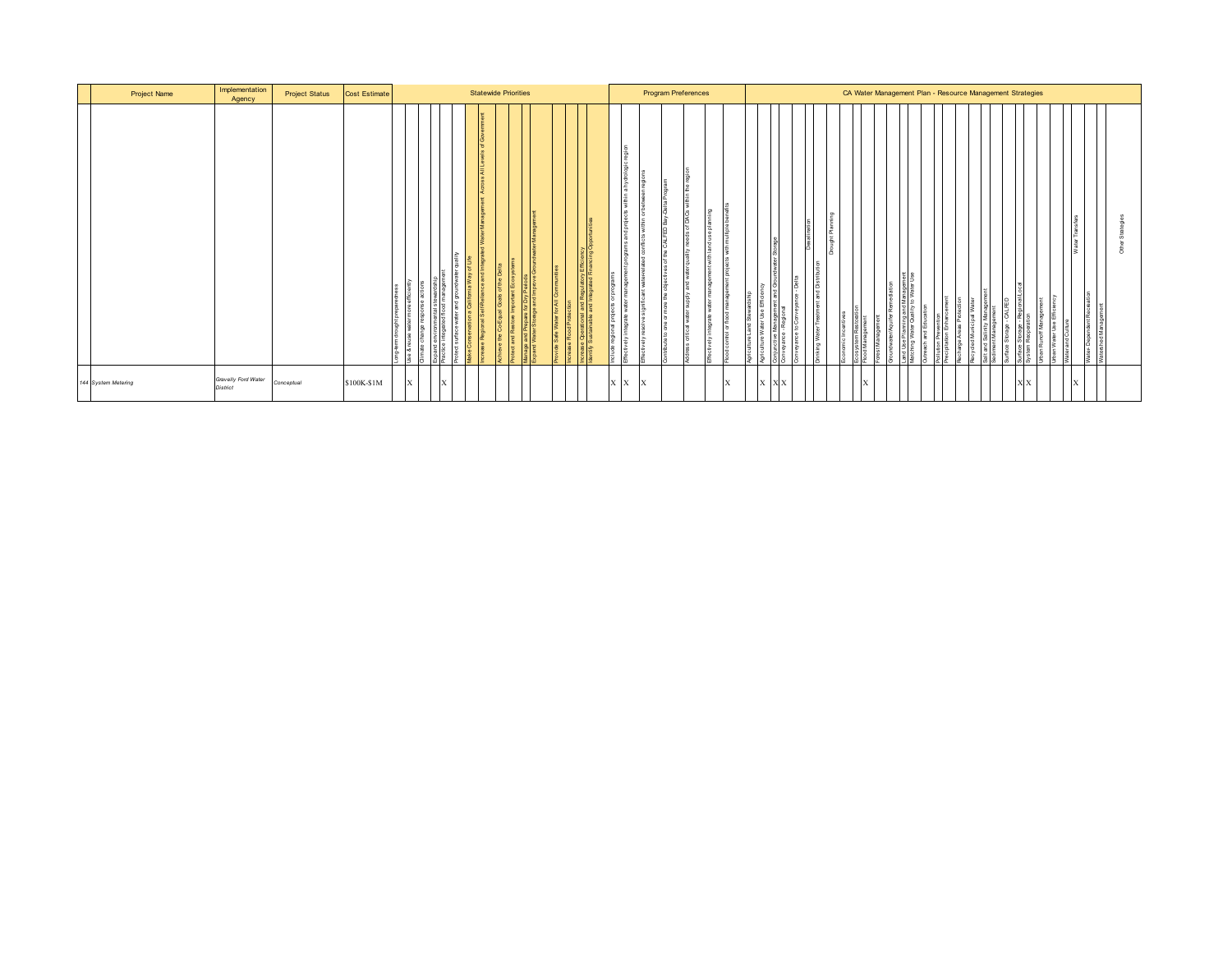| Project Name | Implementation Agency | Project Status | Cost Estimate | Statewide Priorities | | | | | | | | | | | | | | | | Program Preferences | | | | | | | CA Water Management Plan - Resource Management Strategies | | | | | | | | | | | | | | | | | | | | | | | | | | | | | | | |
|---|---|---|---|---|---|---|---|---|---|---|---|---|---|---|---|---|---|---|---|---|---|---|---|---|---|---|---|---|---|---|---|---|---|---|---|---|---|---|---|---|---|---|---|---|---|---|---|---|---|---|---|---|---|---|---|---|---|---|
| | | | | Long-term drought preparedness | Use & reuse water more efficiently | Climate change response actions | Expand environmental stewardship | Practice integrated flood management | Protect surface water and groundwater quality | Make Conservation a California Way of Life | Increase Regional Self-Reliance and Integrated Water Management Across All Levels of Government | Achieve the Co-Equal Goals of the Delta | Protect and Restore Important Ecosystems | Manage and Prepare for Dry Periods | Expand Water Storage and Improve Groundwater Management | Provide Safe Water for All Communities | Increase Flood Protection | Increase Operational and Regulatory Efficiency | Identify Sustainable and Integrated Financing Opportunities | Include regional projects or programs | Effectively integrate water management programs and projects within a hydrologic region | Effectively resolve significant water-related conflicts within or between regions | Contribute to one or more the objectives of the CALFED Bay-Delta Program | Address critical water supply and water quality needs of DACs within the region | Effectively integrate water management with land use planning | Flood control or flood management projects with multiple benefits | Agricultural Land Stewardship | Agriculture Water Use Efficiency | Conjunctive Management and Groundwater Storage | Conveyance -Regional | Conveyance to Conveyance - Delta | Desalination | Drinking Water Treatment and Distribution | Drought Planning | Economic Incentives | Ecosystem Restoration | Flood Management | Forest Management | Groundwater/Aquifer Remediation | Land Use Planning and Management | Matching Water Quality to Water Use | Outreach and Education | Pollution Prevention | Precipitation Enhancement | Recharge Areas Protection | Recycled Municipal Water | Salt and Salinity Management | Sediment Management | Surface Storage - CALFED | Surface Storage - Regional/Local | System Reoperation | Urban Runoff Management | Urban Water Use Efficiency | Water and Culture | Water Transfers | Water-Dependent Recreation | Watershed Management | Other Strategies |
| *144 System Metering* | *Gravelly Ford Water District* | *Conceptual* | $100K-$1M | | X | | | X | | | | | | | | | | | | X | X | X | | | | X | | X | X | X | | | | | | | X | | | | | | | | | | | | | X | X | | | | X | | | |